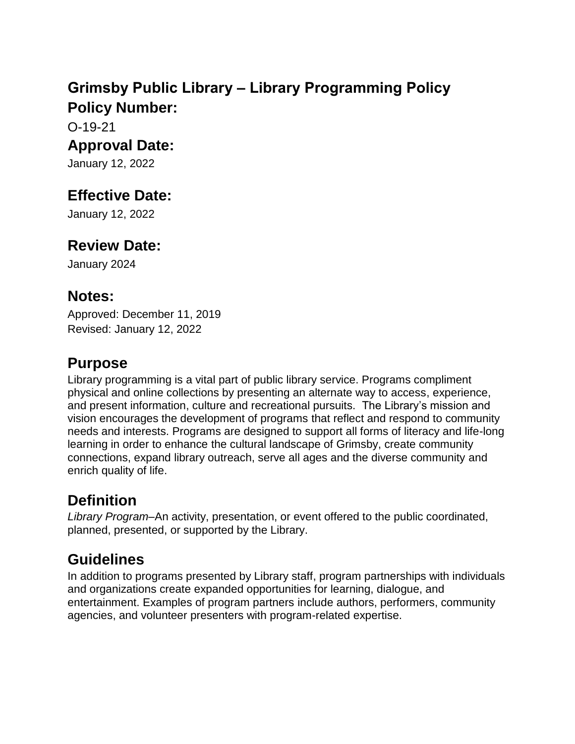# Grimsby Public Library – Library Programming Policy

## Policy Number:

O-19-21

## Approval Date:

January 12, 2022

## Effective Date:

January 12, 2022

## Review Date:

January 2024

## Notes:

Approved: December 11, 2019
Revised: January 12, 2022

## Purpose

Library programming is a vital part of public library service. Programs compliment physical and online collections by presenting an alternate way to access, experience, and present information, culture and recreational pursuits. The Library's mission and vision encourages the development of programs that reflect and respond to community needs and interests. Programs are designed to support all forms of literacy and life-long learning in order to enhance the cultural landscape of Grimsby, create community connections, expand library outreach, serve all ages and the diverse community and enrich quality of life.

## Definition

*Library Program*–An activity, presentation, or event offered to the public coordinated, planned, presented, or supported by the Library.

## Guidelines

In addition to programs presented by Library staff, program partnerships with individuals and organizations create expanded opportunities for learning, dialogue, and entertainment. Examples of program partners include authors, performers, community agencies, and volunteer presenters with program-related expertise.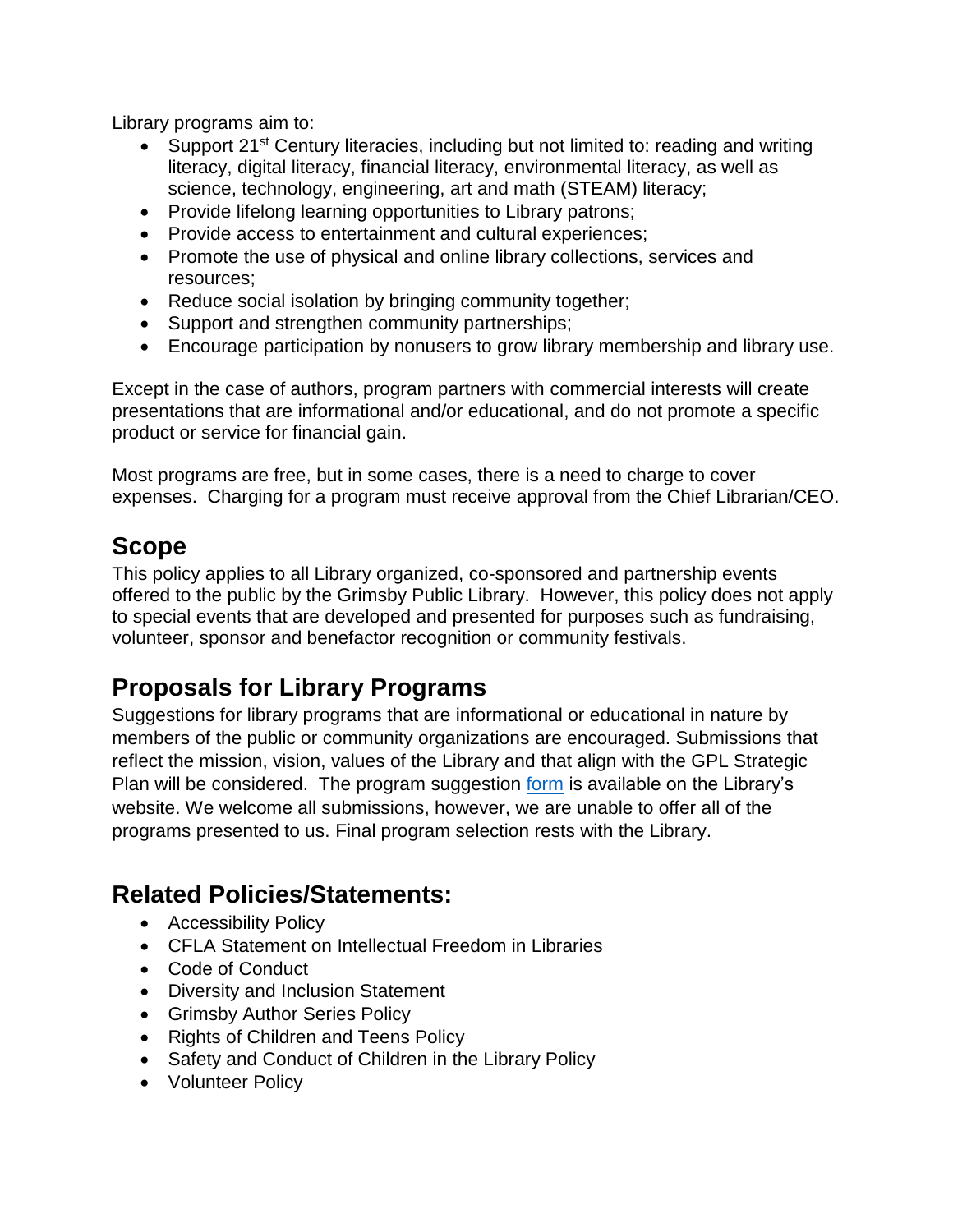Library programs aim to:

- Support 21st Century literacies, including but not limited to: reading and writing literacy, digital literacy, financial literacy, environmental literacy, as well as science, technology, engineering, art and math (STEAM) literacy;
- Provide lifelong learning opportunities to Library patrons;
- Provide access to entertainment and cultural experiences;
- Promote the use of physical and online library collections, services and resources;
- Reduce social isolation by bringing community together;
- Support and strengthen community partnerships;
- Encourage participation by nonusers to grow library membership and library use.

Except in the case of authors, program partners with commercial interests will create presentations that are informational and/or educational, and do not promote a specific product or service for financial gain.

Most programs are free, but in some cases, there is a need to charge to cover expenses. Charging for a program must receive approval from the Chief Librarian/CEO.

## Scope

This policy applies to all Library organized, co-sponsored and partnership events offered to the public by the Grimsby Public Library. However, this policy does not apply to special events that are developed and presented for purposes such as fundraising, volunteer, sponsor and benefactor recognition or community festivals.

## Proposals for Library Programs

Suggestions for library programs that are informational or educational in nature by members of the public or community organizations are encouraged. Submissions that reflect the mission, vision, values of the Library and that align with the GPL Strategic Plan will be considered. The program suggestion form is available on the Library's website. We welcome all submissions, however, we are unable to offer all of the programs presented to us. Final program selection rests with the Library.

## Related Policies/Statements:

- Accessibility Policy
- CFLA Statement on Intellectual Freedom in Libraries
- Code of Conduct
- Diversity and Inclusion Statement
- Grimsby Author Series Policy
- Rights of Children and Teens Policy
- Safety and Conduct of Children in the Library Policy
- Volunteer Policy